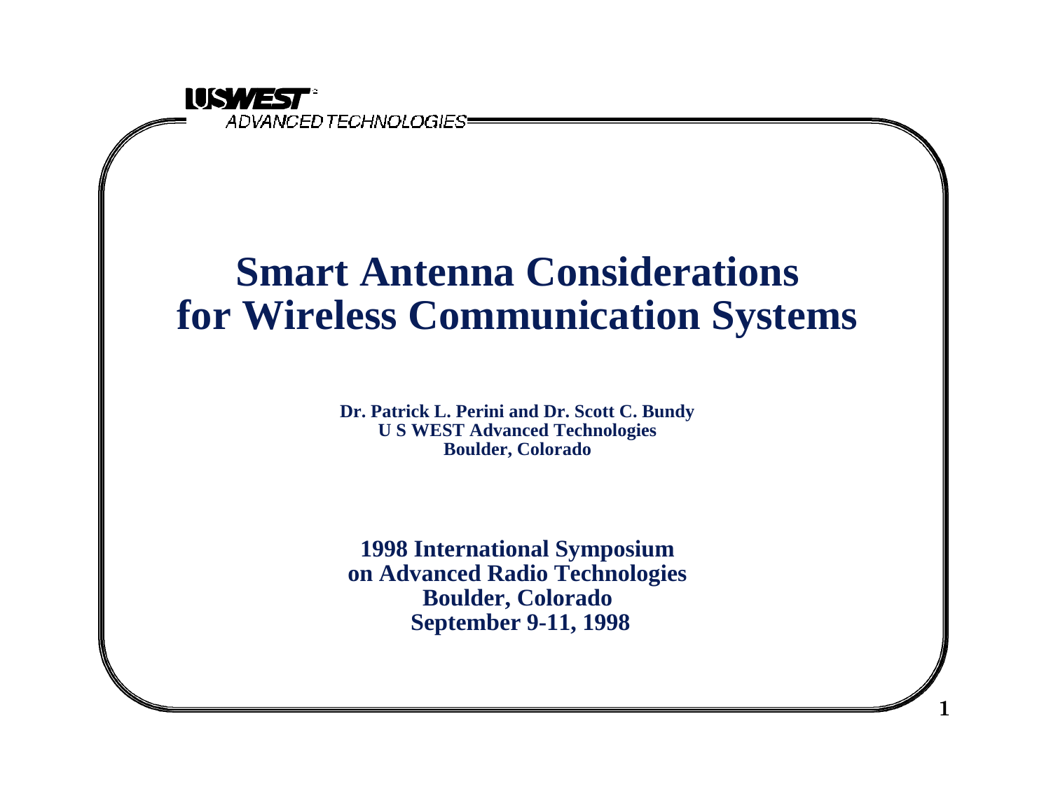USWEST

ADVANCED TECHNOLOGIES

# Smart Antenna Considerations for Wireless Communication Systems

**Dr. Patrick L. Perini and Dr. Scott C. Bundy**
**U S WEST Advanced Technologies**
**Boulder, Colorado**

**1998 International Symposium**
**on Advanced Radio Technologies**
**Boulder, Colorado**
**September 9-11, 1998**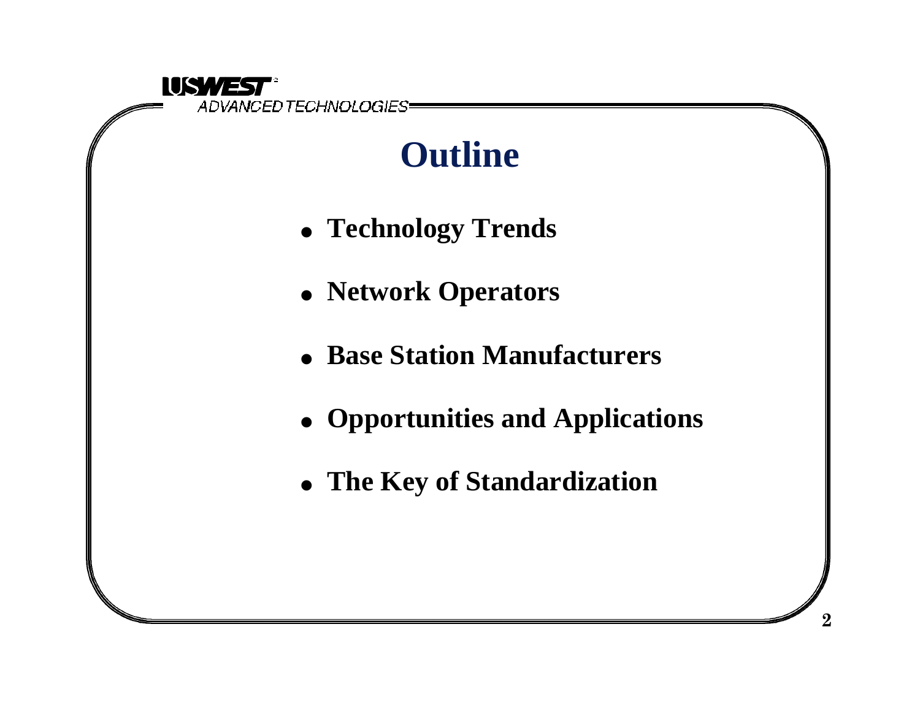# Outline

- **Technology Trends**
- **Network Operators**
- **Base Station Manufacturers**
- **Opportunities and Applications**
- **The Key of Standardization**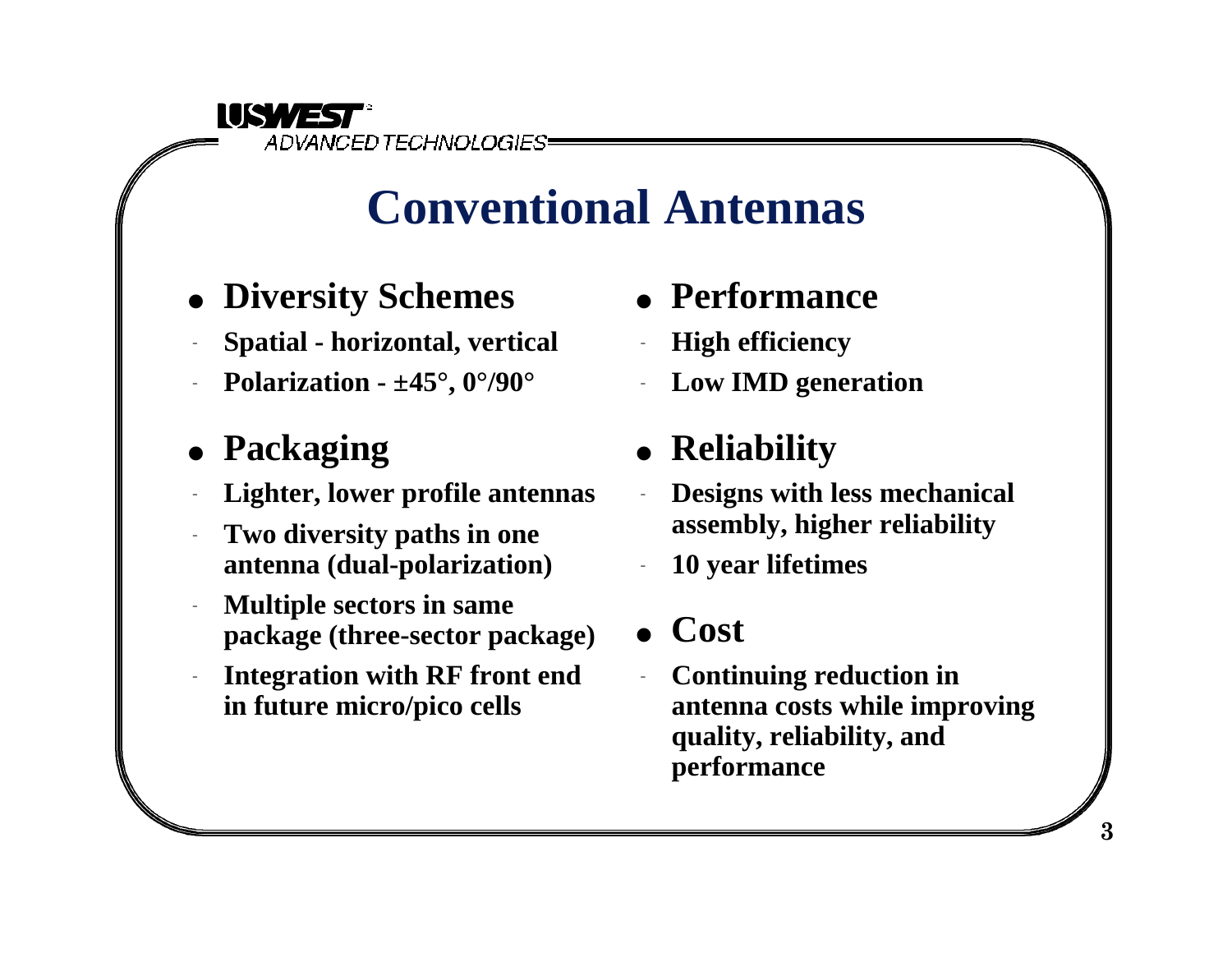# Conventional Antennas

- **Diversity Schemes**
  - Spatial - horizontal, vertical
  - Polarization - ±45°, 0°/90°
- **Packaging**
  - Lighter, lower profile antennas
  - Two diversity paths in one antenna (dual-polarization)
  - Multiple sectors in same package (three-sector package)
  - Integration with RF front end in future micro/pico cells
- **Performance**
  - High efficiency
  - Low IMD generation
- **Reliability**
  - Designs with less mechanical assembly, higher reliability
  - 10 year lifetimes
- **Cost**
  - Continuing reduction in antenna costs while improving quality, reliability, and performance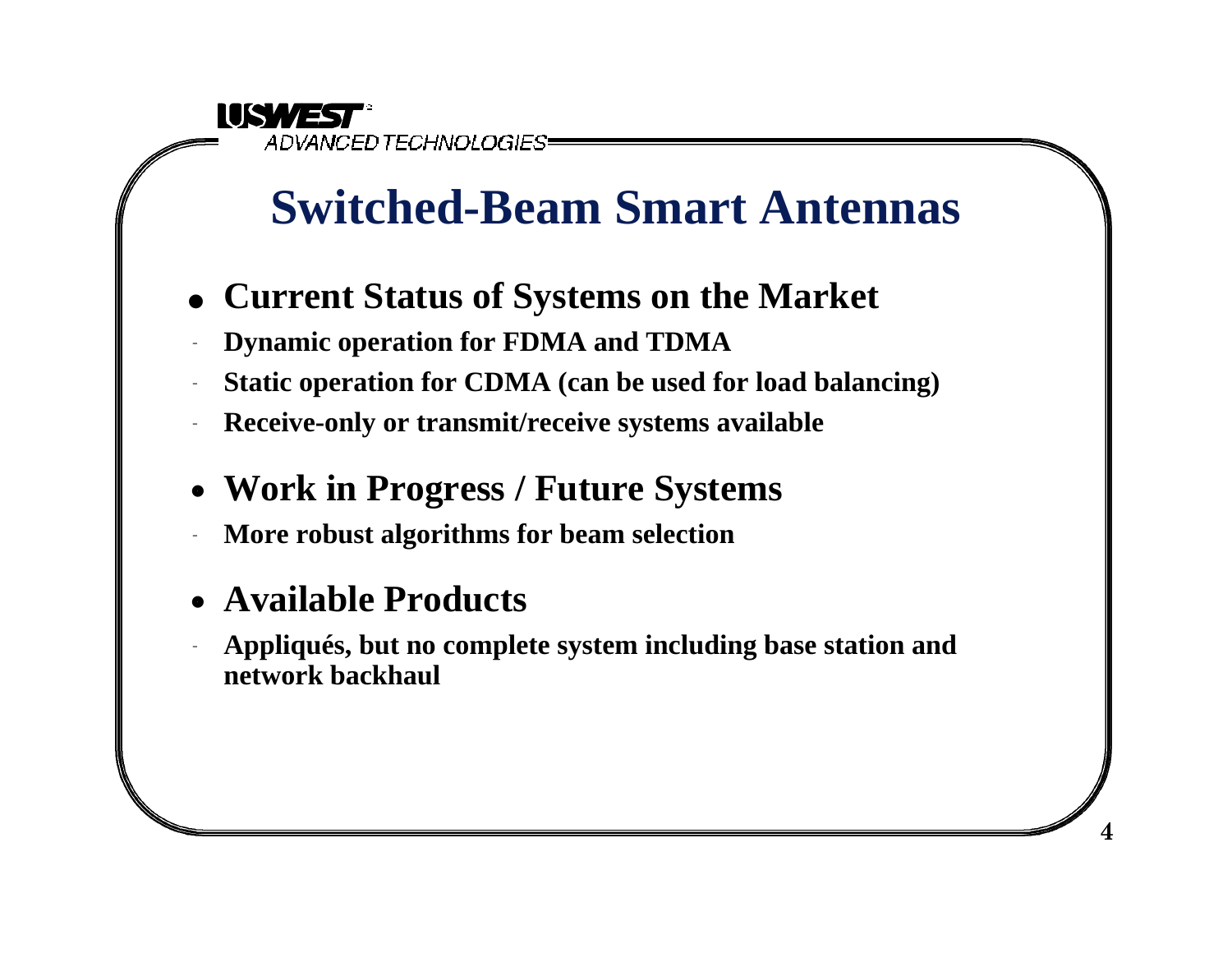US WEST ADVANCED TECHNOLOGIES

# Switched-Beam Smart Antennas

- **Current Status of Systems on the Market**
  - **Dynamic operation for FDMA and TDMA**
  - **Static operation for CDMA (can be used for load balancing)**
  - **Receive-only or transmit/receive systems available**

- **Work in Progress / Future Systems**
  - **More robust algorithms for beam selection**

- **Available Products**
  - **Appliqués, but no complete system including base station and network backhaul**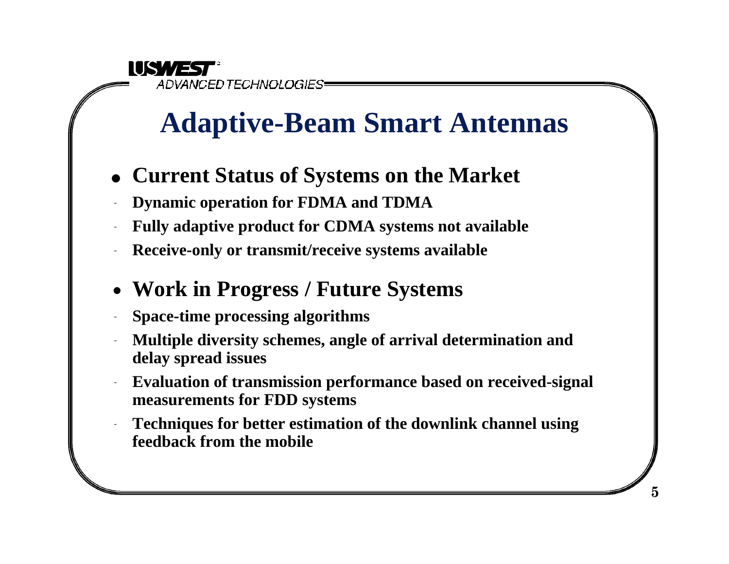# Adaptive-Beam Smart Antennas

- **Current Status of Systems on the Market**
  - **Dynamic operation for FDMA and TDMA**
  - **Fully adaptive product for CDMA systems not available**
  - **Receive-only or transmit/receive systems available**

- **Work in Progress / Future Systems**
  - **Space-time processing algorithms**
  - **Multiple diversity schemes, angle of arrival determination and delay spread issues**
  - **Evaluation of transmission performance based on received-signal measurements for FDD systems**
  - **Techniques for better estimation of the downlink channel using feedback from the mobile**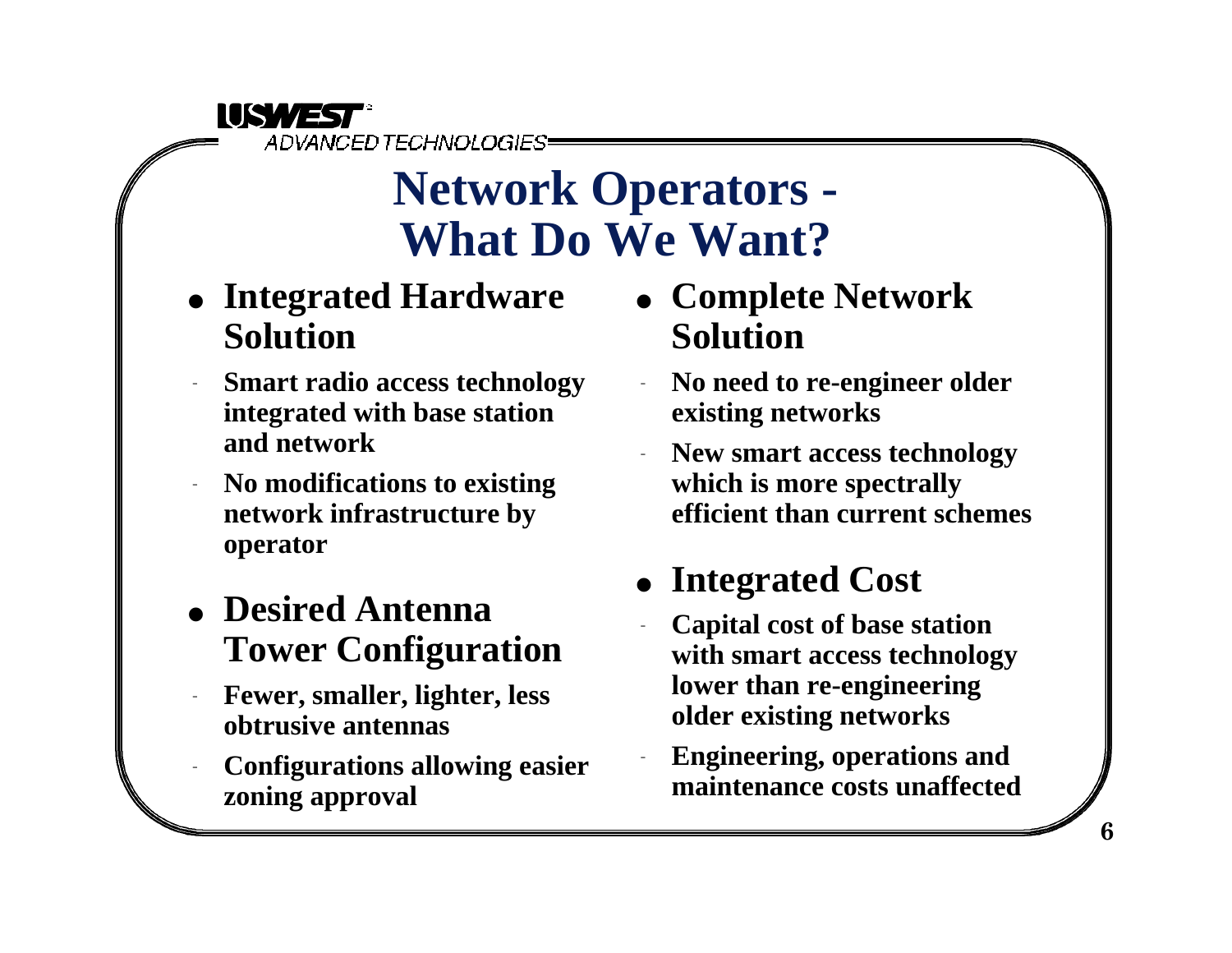# Network Operators - What Do We Want?

- **Integrated Hardware Solution**
  - Smart radio access technology integrated with base station and network
  - No modifications to existing network infrastructure by operator

- **Desired Antenna Tower Configuration**
  - Fewer, smaller, lighter, less obtrusive antennas
  - Configurations allowing easier zoning approval

- **Complete Network Solution**
  - No need to re-engineer older existing networks
  - New smart access technology which is more spectrally efficient than current schemes

- **Integrated Cost**
  - Capital cost of base station with smart access technology lower than re-engineering older existing networks
  - Engineering, operations and maintenance costs unaffected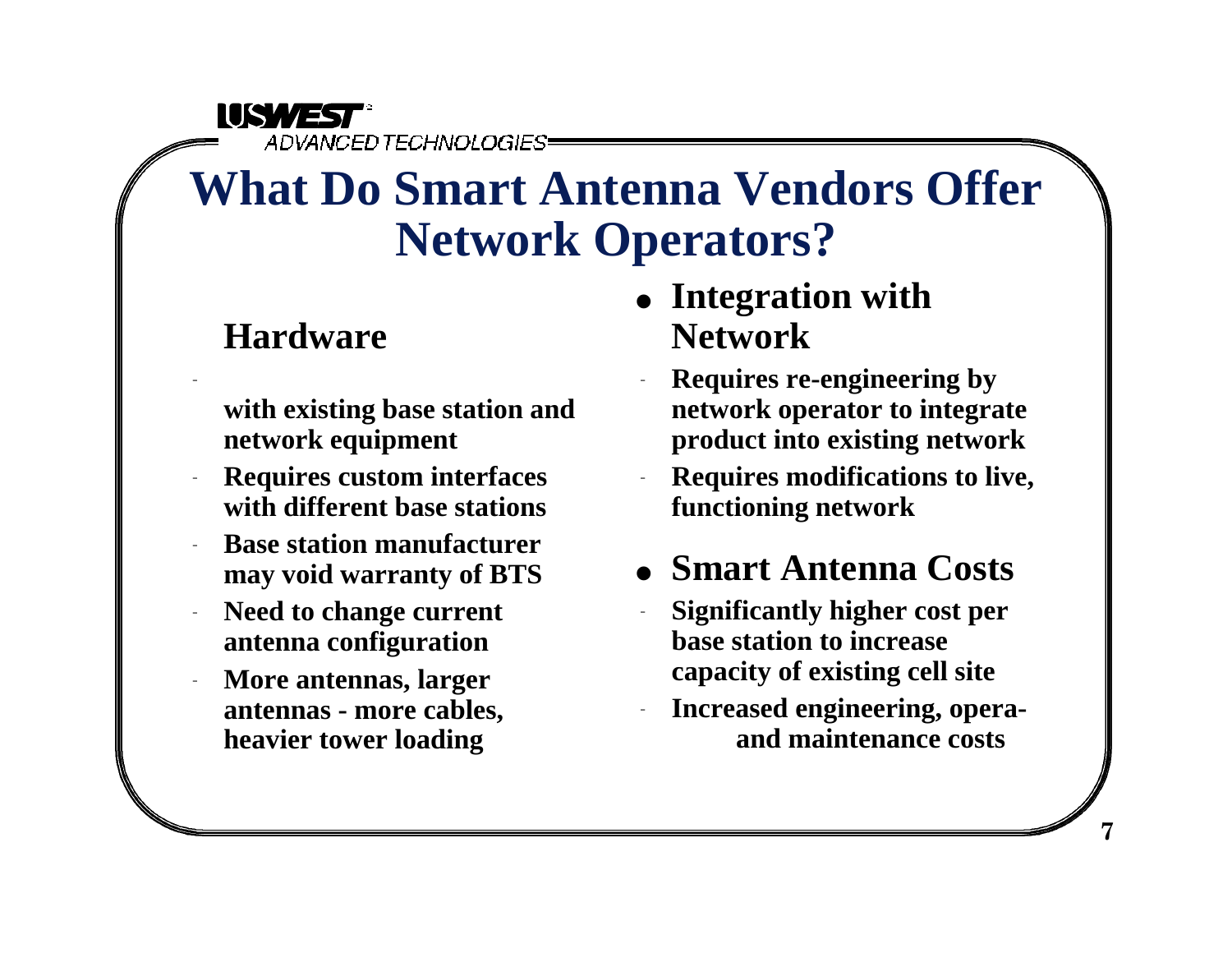# What Do Smart Antenna Vendors Offer Network Operators?

## Hardware

- with existing base station and network equipment
- Requires custom interfaces with different base stations
- Base station manufacturer may void warranty of BTS
- Need to change current antenna configuration
- More antennas, larger antennas - more cables, heavier tower loading

## Integration with Network

- Requires re-engineering by network operator to integrate product into existing network
- Requires modifications to live, functioning network

## Smart Antenna Costs

- Significantly higher cost per base station to increase capacity of existing cell site
- Increased engineering, opera- and maintenance costs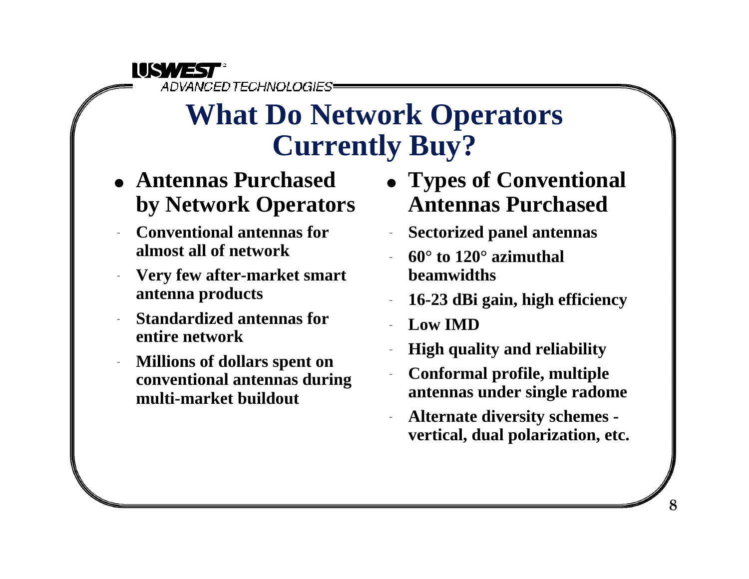# What Do Network Operators Currently Buy?

- **Antennas Purchased by Network Operators**
  - Conventional antennas for almost all of network
  - Very few after-market smart antenna products
  - Standardized antennas for entire network
  - Millions of dollars spent on conventional antennas during multi-market buildout

- **Types of Conventional Antennas Purchased**
  - Sectorized panel antennas
  - 60° to 120° azimuthal beamwidths
  - 16-23 dBi gain, high efficiency
  - Low IMD
  - High quality and reliability
  - Conformal profile, multiple antennas under single radome
  - Alternate diversity schemes - vertical, dual polarization, etc.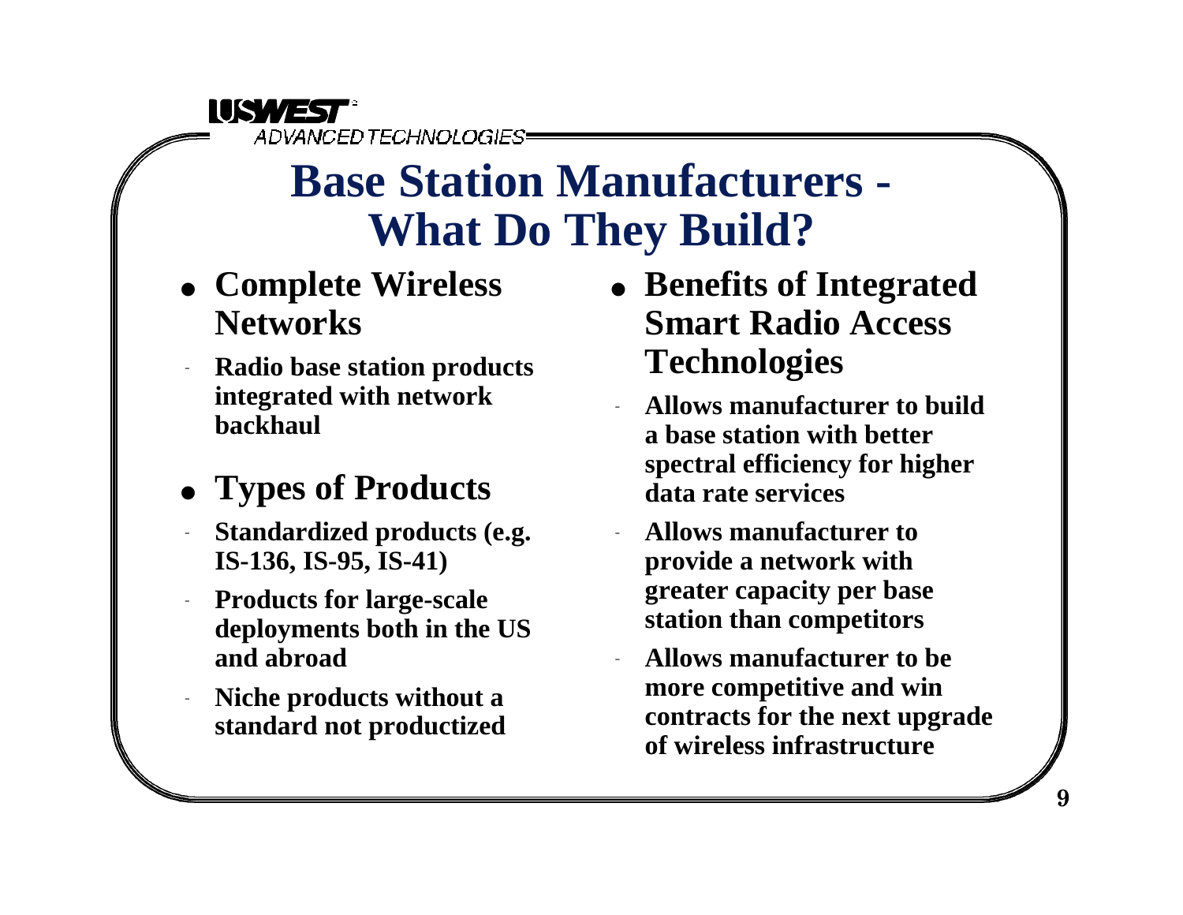# Base Station Manufacturers - What Do They Build?

- **Complete Wireless Networks**
  - Radio base station products integrated with network backhaul
- **Types of Products**
  - Standardized products (e.g. IS-136, IS-95, IS-41)
  - Products for large-scale deployments both in the US and abroad
  - Niche products without a standard not productized
- **Benefits of Integrated Smart Radio Access Technologies**
  - Allows manufacturer to build a base station with better spectral efficiency for higher data rate services
  - Allows manufacturer to provide a network with greater capacity per base station than competitors
  - Allows manufacturer to be more competitive and win contracts for the next upgrade of wireless infrastructure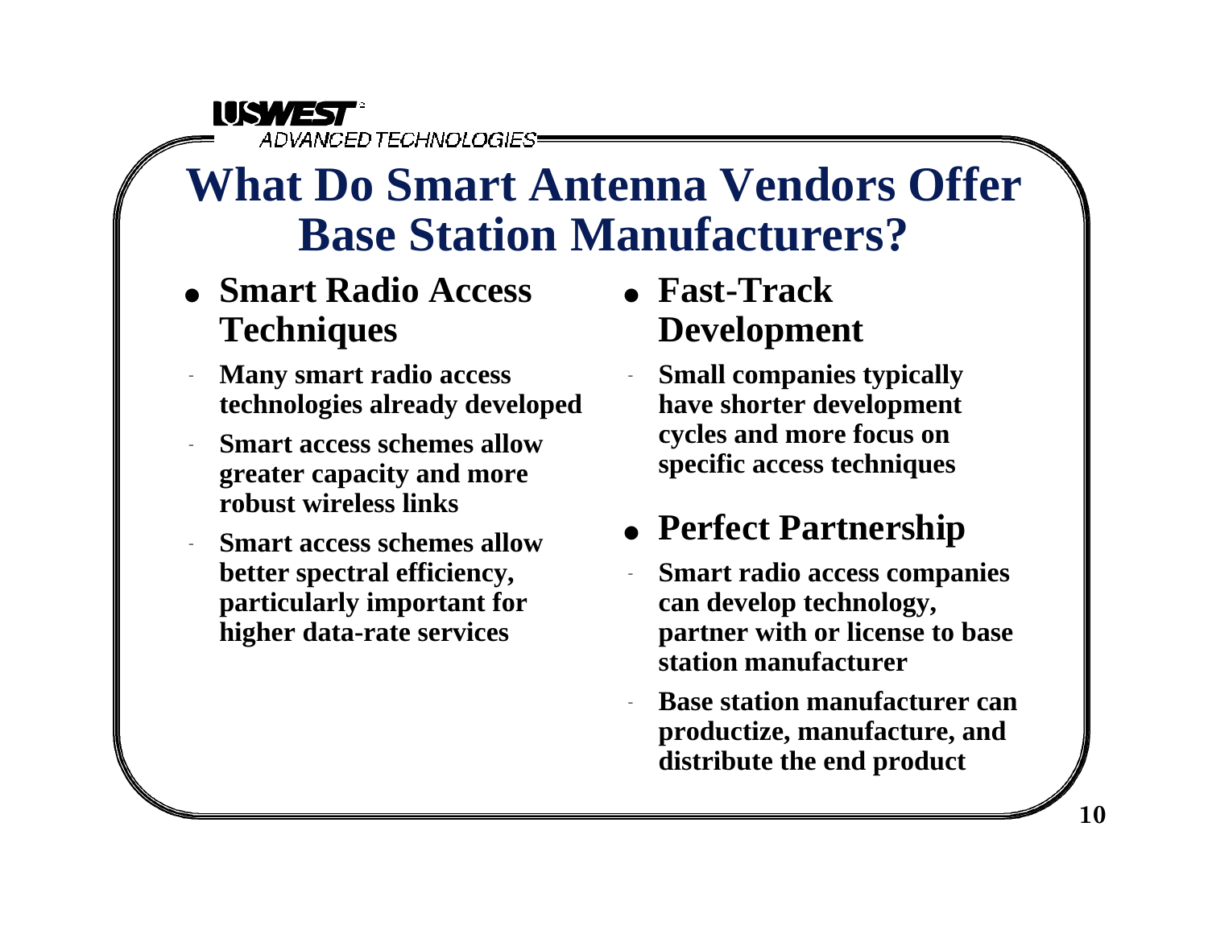# What Do Smart Antenna Vendors Offer Base Station Manufacturers?

- **Smart Radio Access Techniques**
  - Many smart radio access technologies already developed
  - Smart access schemes allow greater capacity and more robust wireless links
  - Smart access schemes allow better spectral efficiency, particularly important for higher data-rate services

- **Fast-Track Development**
  - Small companies typically have shorter development cycles and more focus on specific access techniques

- **Perfect Partnership**
  - Smart radio access companies can develop technology, partner with or license to base station manufacturer
  - Base station manufacturer can productize, manufacture, and distribute the end product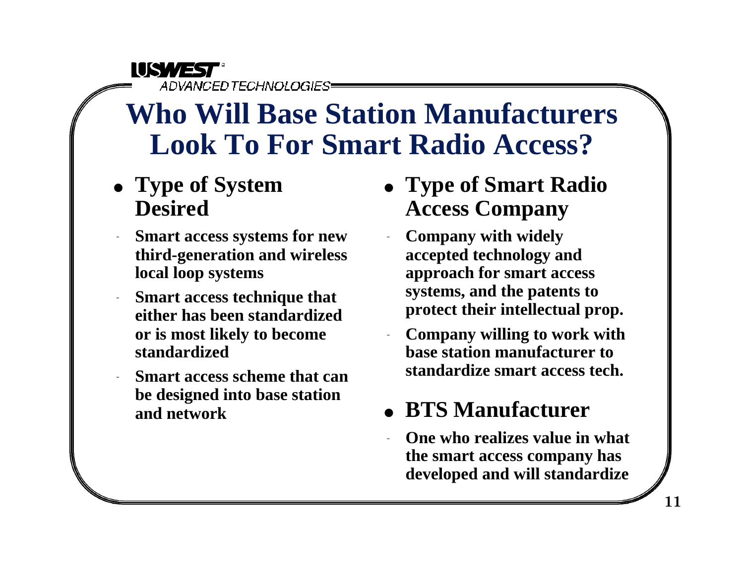# Who Will Base Station Manufacturers Look To For Smart Radio Access?

- **Type of System Desired**
  - **Smart access systems for new third-generation and wireless local loop systems**
  - **Smart access technique that either has been standardized or is most likely to become standardized**
  - **Smart access scheme that can be designed into base station and network**

- **Type of Smart Radio Access Company**
  - **Company with widely accepted technology and approach for smart access systems, and the patents to protect their intellectual prop.**
  - **Company willing to work with base station manufacturer to standardize smart access tech.**

- **BTS Manufacturer**
  - **One who realizes value in what the smart access company has developed and will standardize**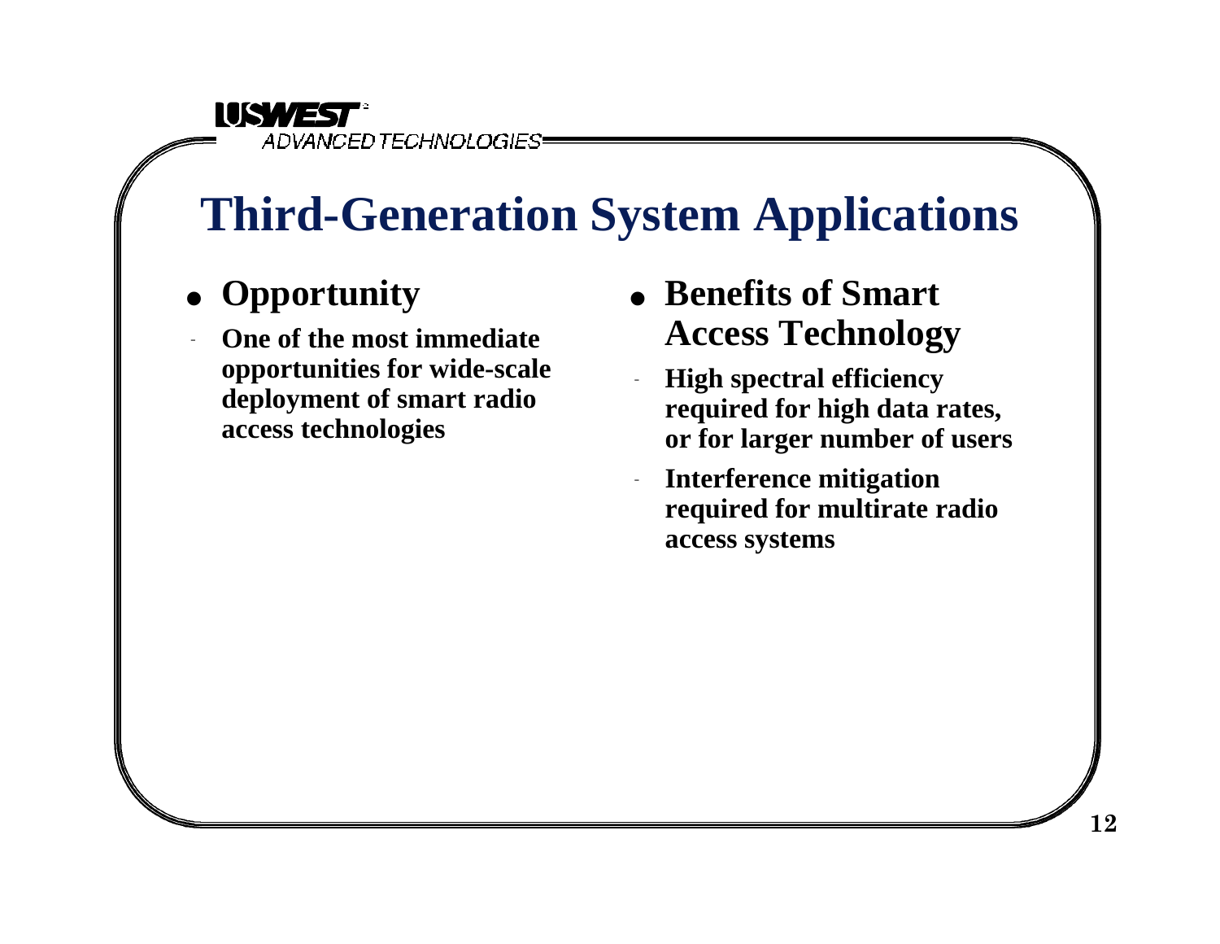# Third-Generation System Applications

- **Opportunity**
  - **One of the most immediate opportunities for wide-scale deployment of smart radio access technologies**

- **Benefits of Smart Access Technology**
  - **High spectral efficiency required for high data rates, or for larger number of users**
  - **Interference mitigation required for multirate radio access systems**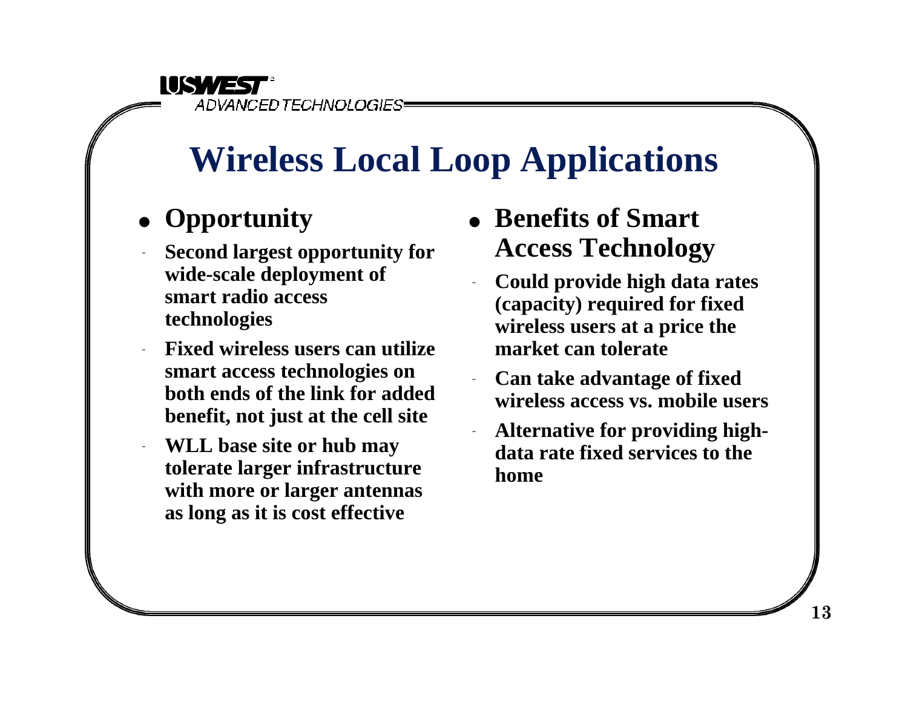# Wireless Local Loop Applications

- **Opportunity**
  - **Second largest opportunity for wide-scale deployment of smart radio access technologies**
  - **Fixed wireless users can utilize smart access technologies on both ends of the link for added benefit, not just at the cell site**
  - **WLL base site or hub may tolerate larger infrastructure with more or larger antennas as long as it is cost effective**

- **Benefits of Smart Access Technology**
  - **Could provide high data rates (capacity) required for fixed wireless users at a price the market can tolerate**
  - **Can take advantage of fixed wireless access vs. mobile users**
  - **Alternative for providing high-data rate fixed services to the home**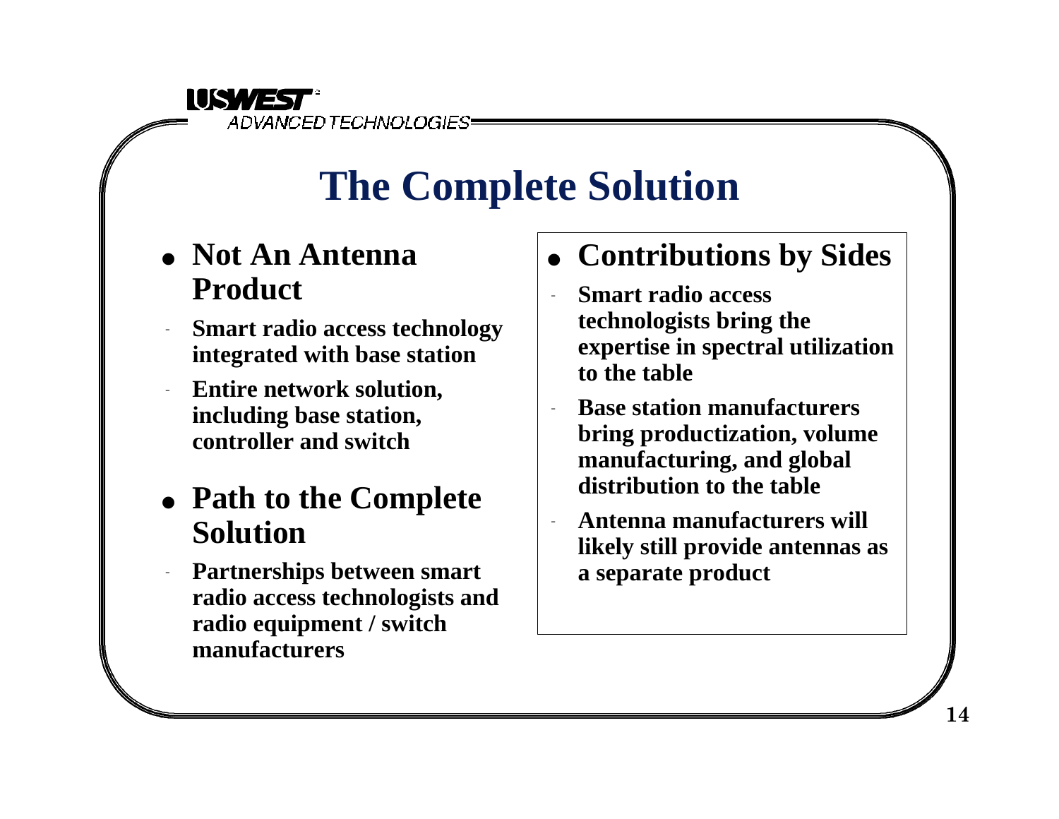# The Complete Solution

- **Not An Antenna Product**
  - **Smart radio access technology integrated with base station**
  - **Entire network solution, including base station, controller and switch**
- **Path to the Complete Solution**
  - **Partnerships between smart radio access technologists and radio equipment / switch manufacturers**

- **Contributions by Sides**
  - **Smart radio access technologists bring the expertise in spectral utilization to the table**
  - **Base station manufacturers bring productization, volume manufacturing, and global distribution to the table**
  - **Antenna manufacturers will likely still provide antennas as a separate product**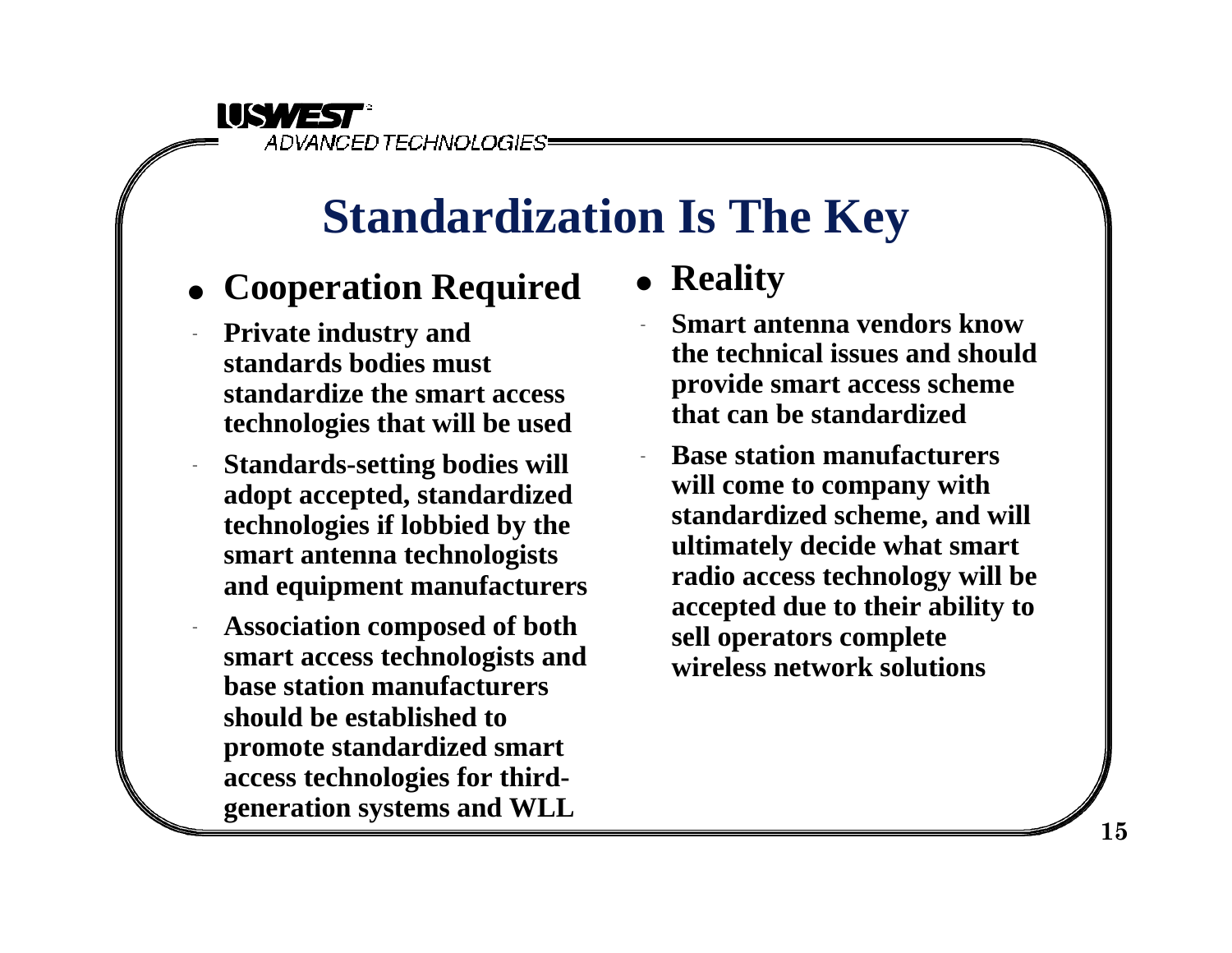# Standardization Is The Key

- **Cooperation Required**
  - **Private industry and standards bodies must standardize the smart access technologies that will be used**
  - **Standards-setting bodies will adopt accepted, standardized technologies if lobbied by the smart antenna technologists and equipment manufacturers**
  - **Association composed of both smart access technologists and base station manufacturers should be established to promote standardized smart access technologies for third-generation systems and WLL**

- **Reality**
  - **Smart antenna vendors know the technical issues and should provide smart access scheme that can be standardized**
  - **Base station manufacturers will come to company with standardized scheme, and will ultimately decide what smart radio access technology will be accepted due to their ability to sell operators complete wireless network solutions**